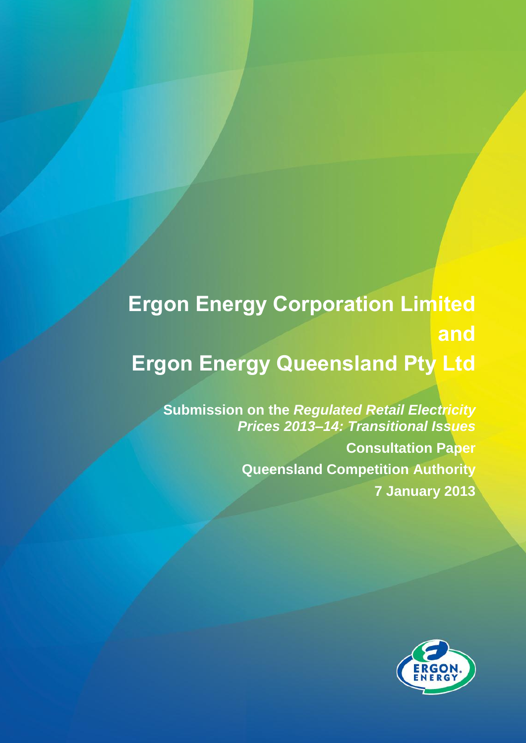# Ergon Energy Corporation Limited and Ergon Energy Queensland Pty Ltd

**Submission on the *Regulated Retail Electricity Prices 2013–14: Transitional Issues***

**Consultation Paper**

**Queensland Competition Authority**

**7 January 2013**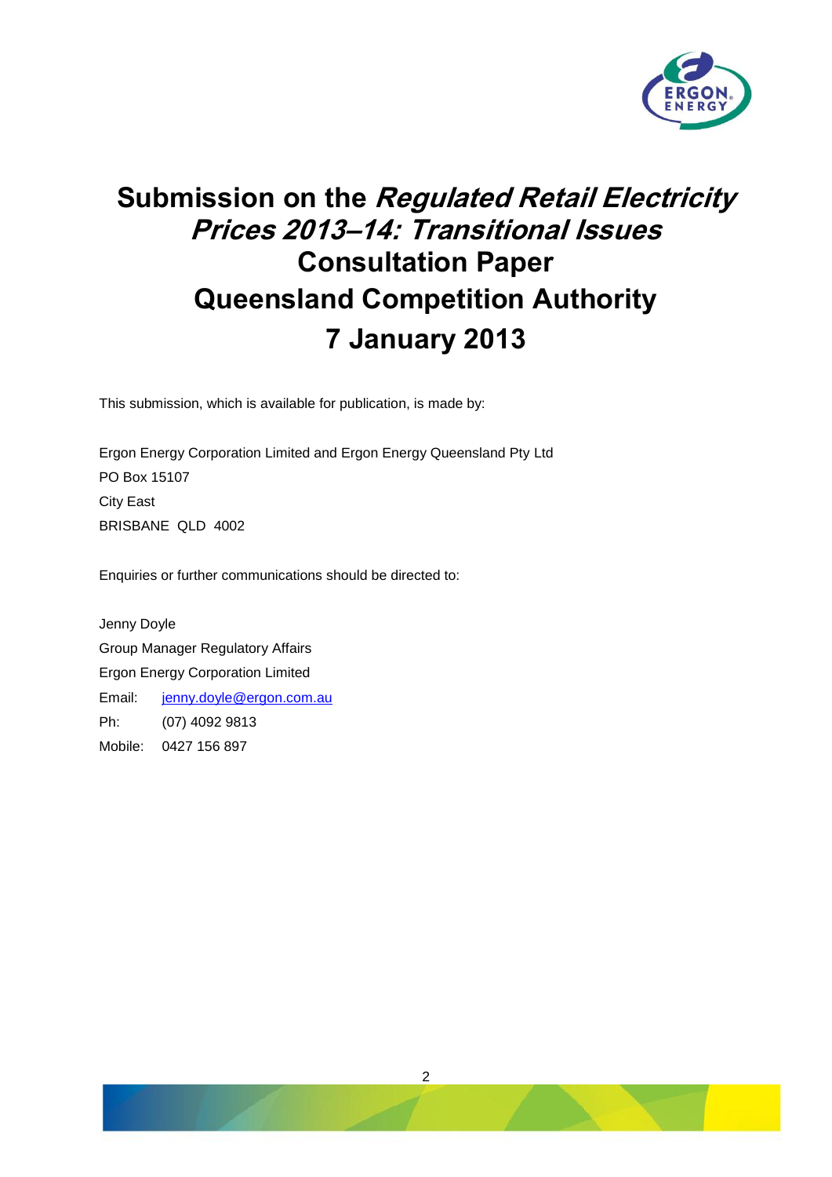# Submission on the *Regulated Retail Electricity Prices 2013–14: Transitional Issues* Consultation Paper

# Queensland Competition Authority

# 7 January 2013

This submission, which is available for publication, is made by:

Ergon Energy Corporation Limited and Ergon Energy Queensland Pty Ltd
PO Box 15107
City East
BRISBANE QLD 4002

Enquiries or further communications should be directed to:

Jenny Doyle
Group Manager Regulatory Affairs
Ergon Energy Corporation Limited
Email: jenny.doyle@ergon.com.au
Ph: (07) 4092 9813
Mobile: 0427 156 897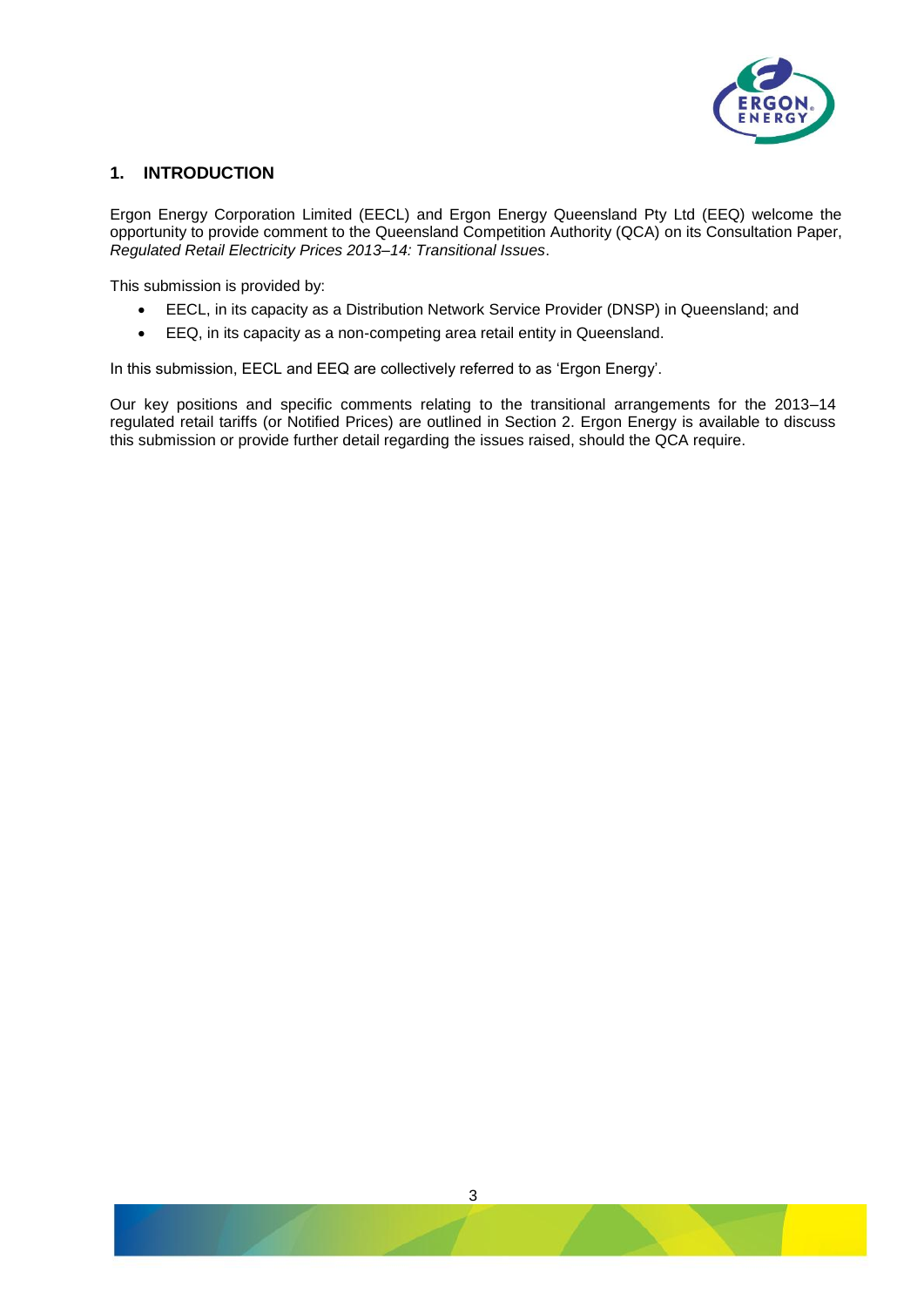## 1. INTRODUCTION

Ergon Energy Corporation Limited (EECL) and Ergon Energy Queensland Pty Ltd (EEQ) welcome the opportunity to provide comment to the Queensland Competition Authority (QCA) on its Consultation Paper, *Regulated Retail Electricity Prices 2013–14: Transitional Issues*.

This submission is provided by:

- EECL, in its capacity as a Distribution Network Service Provider (DNSP) in Queensland; and
- EEQ, in its capacity as a non-competing area retail entity in Queensland.

In this submission, EECL and EEQ are collectively referred to as 'Ergon Energy'.

Our key positions and specific comments relating to the transitional arrangements for the 2013–14 regulated retail tariffs (or Notified Prices) are outlined in Section 2. Ergon Energy is available to discuss this submission or provide further detail regarding the issues raised, should the QCA require.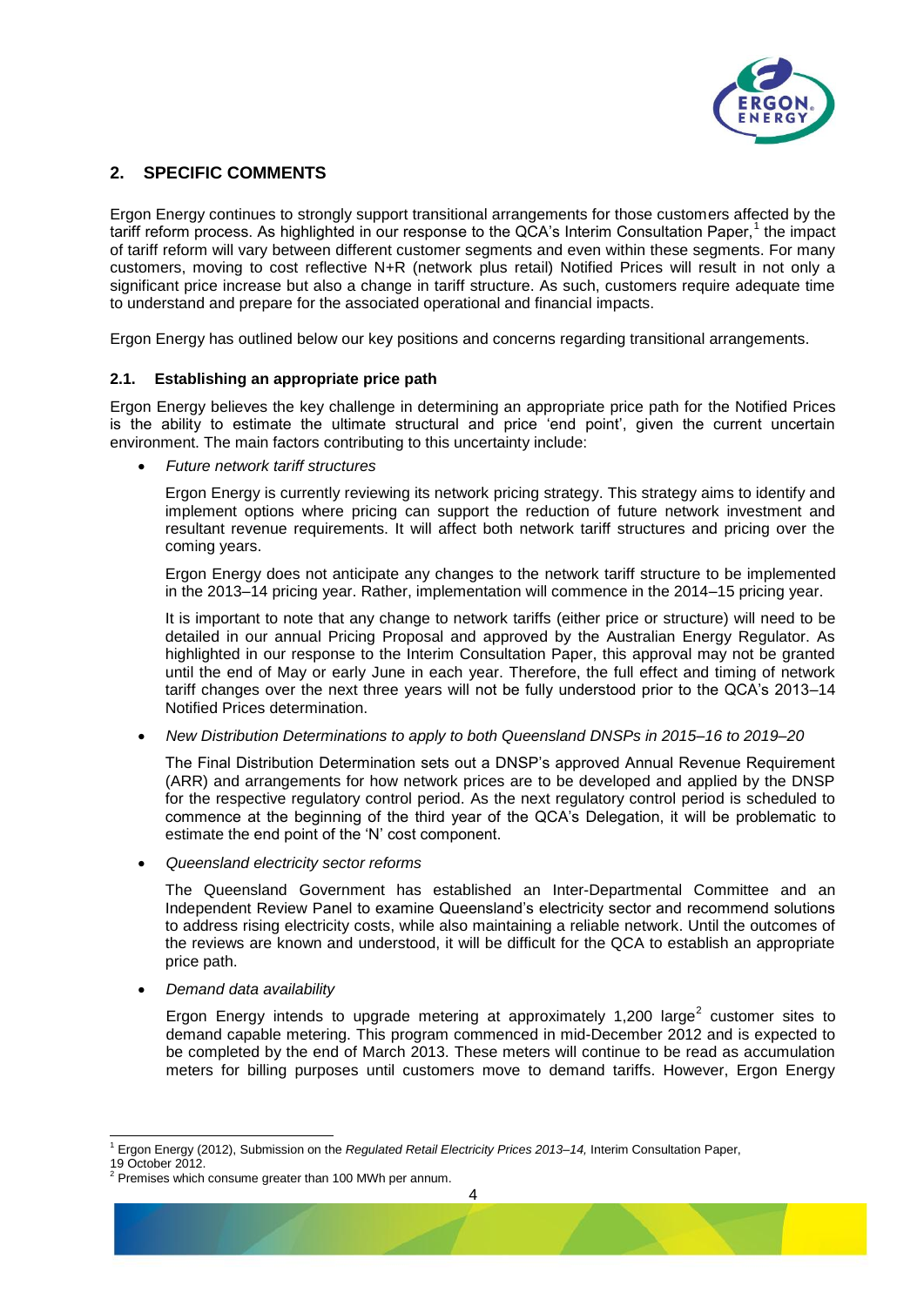## 2. SPECIFIC COMMENTS

Ergon Energy continues to strongly support transitional arrangements for those customers affected by the tariff reform process. As highlighted in our response to the QCA's Interim Consultation Paper,[1] the impact of tariff reform will vary between different customer segments and even within these segments. For many customers, moving to cost reflective N+R (network plus retail) Notified Prices will result in not only a significant price increase but also a change in tariff structure. As such, customers require adequate time to understand and prepare for the associated operational and financial impacts.

Ergon Energy has outlined below our key positions and concerns regarding transitional arrangements.

### 2.1. Establishing an appropriate price path

Ergon Energy believes the key challenge in determining an appropriate price path for the Notified Prices is the ability to estimate the ultimate structural and price 'end point', given the current uncertain environment. The main factors contributing to this uncertainty include:

- *Future network tariff structures*

  Ergon Energy is currently reviewing its network pricing strategy. This strategy aims to identify and implement options where pricing can support the reduction of future network investment and resultant revenue requirements. It will affect both network tariff structures and pricing over the coming years.

  Ergon Energy does not anticipate any changes to the network tariff structure to be implemented in the 2013–14 pricing year. Rather, implementation will commence in the 2014–15 pricing year.

  It is important to note that any change to network tariffs (either price or structure) will need to be detailed in our annual Pricing Proposal and approved by the Australian Energy Regulator. As highlighted in our response to the Interim Consultation Paper, this approval may not be granted until the end of May or early June in each year. Therefore, the full effect and timing of network tariff changes over the next three years will not be fully understood prior to the QCA's 2013–14 Notified Prices determination.

- *New Distribution Determinations to apply to both Queensland DNSPs in 2015–16 to 2019–20*

  The Final Distribution Determination sets out a DNSP's approved Annual Revenue Requirement (ARR) and arrangements for how network prices are to be developed and applied by the DNSP for the respective regulatory control period. As the next regulatory control period is scheduled to commence at the beginning of the third year of the QCA's Delegation, it will be problematic to estimate the end point of the 'N' cost component.

- *Queensland electricity sector reforms*

  The Queensland Government has established an Inter-Departmental Committee and an Independent Review Panel to examine Queensland's electricity sector and recommend solutions to address rising electricity costs, while also maintaining a reliable network. Until the outcomes of the reviews are known and understood, it will be difficult for the QCA to establish an appropriate price path.

- *Demand data availability*

  Ergon Energy intends to upgrade metering at approximately 1,200 large[2] customer sites to demand capable metering. This program commenced in mid-December 2012 and is expected to be completed by the end of March 2013. These meters will continue to be read as accumulation meters for billing purposes until customers move to demand tariffs. However, Ergon Energy

---

[1] Ergon Energy (2012), Submission on the *Regulated Retail Electricity Prices 2013–14,* Interim Consultation Paper, 19 October 2012.

[2] Premises which consume greater than 100 MWh per annum.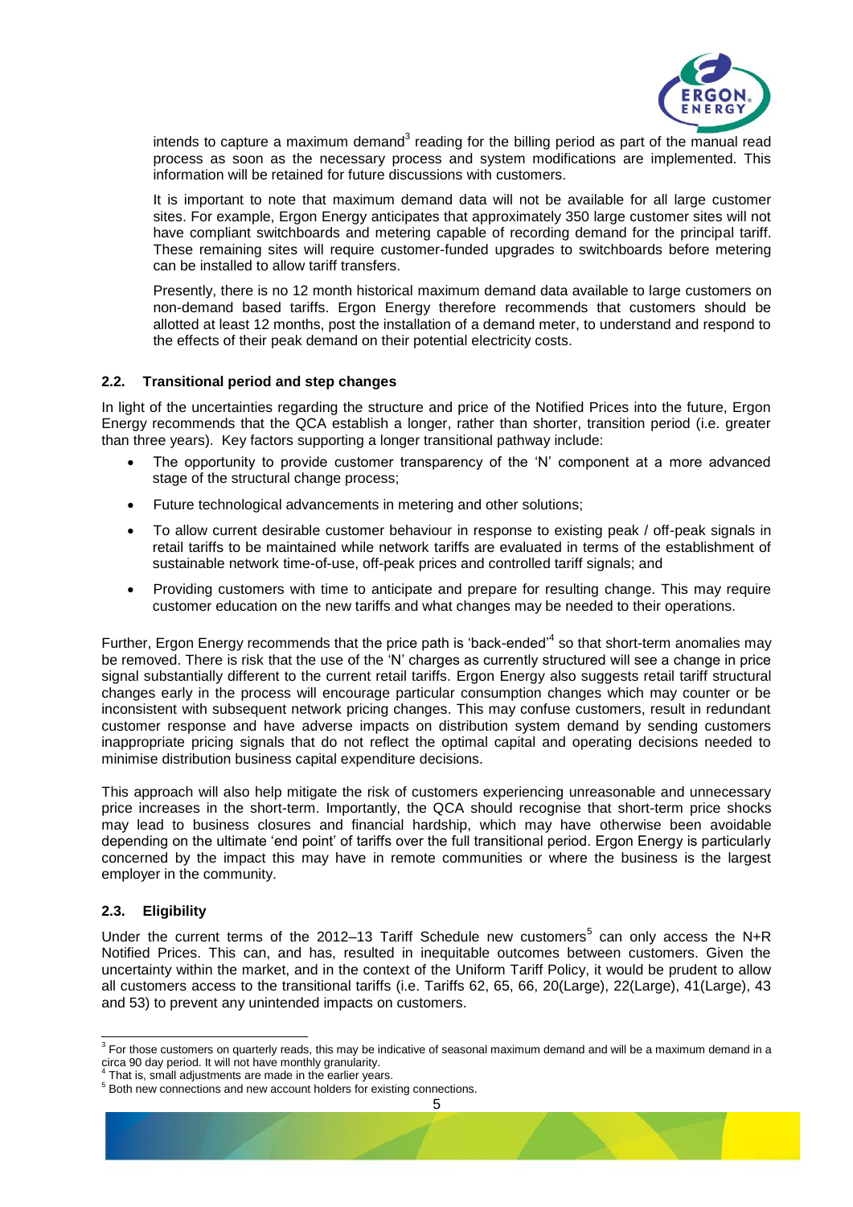intends to capture a maximum demand[3] reading for the billing period as part of the manual read process as soon as the necessary process and system modifications are implemented. This information will be retained for future discussions with customers.

It is important to note that maximum demand data will not be available for all large customer sites. For example, Ergon Energy anticipates that approximately 350 large customer sites will not have compliant switchboards and metering capable of recording demand for the principal tariff. These remaining sites will require customer-funded upgrades to switchboards before metering can be installed to allow tariff transfers.

Presently, there is no 12 month historical maximum demand data available to large customers on non-demand based tariffs. Ergon Energy therefore recommends that customers should be allotted at least 12 months, post the installation of a demand meter, to understand and respond to the effects of their peak demand on their potential electricity costs.

### 2.2. Transitional period and step changes

In light of the uncertainties regarding the structure and price of the Notified Prices into the future, Ergon Energy recommends that the QCA establish a longer, rather than shorter, transition period (i.e. greater than three years). Key factors supporting a longer transitional pathway include:

- The opportunity to provide customer transparency of the 'N' component at a more advanced stage of the structural change process;
- Future technological advancements in metering and other solutions;
- To allow current desirable customer behaviour in response to existing peak / off-peak signals in retail tariffs to be maintained while network tariffs are evaluated in terms of the establishment of sustainable network time-of-use, off-peak prices and controlled tariff signals; and
- Providing customers with time to anticipate and prepare for resulting change. This may require customer education on the new tariffs and what changes may be needed to their operations.

Further, Ergon Energy recommends that the price path is 'back-ended'[4] so that short-term anomalies may be removed. There is risk that the use of the 'N' charges as currently structured will see a change in price signal substantially different to the current retail tariffs. Ergon Energy also suggests retail tariff structural changes early in the process will encourage particular consumption changes which may counter or be inconsistent with subsequent network pricing changes. This may confuse customers, result in redundant customer response and have adverse impacts on distribution system demand by sending customers inappropriate pricing signals that do not reflect the optimal capital and operating decisions needed to minimise distribution business capital expenditure decisions.

This approach will also help mitigate the risk of customers experiencing unreasonable and unnecessary price increases in the short-term. Importantly, the QCA should recognise that short-term price shocks may lead to business closures and financial hardship, which may have otherwise been avoidable depending on the ultimate 'end point' of tariffs over the full transitional period. Ergon Energy is particularly concerned by the impact this may have in remote communities or where the business is the largest employer in the community.

### 2.3. Eligibility

Under the current terms of the 2012–13 Tariff Schedule new customers[5] can only access the N+R Notified Prices. This can, and has, resulted in inequitable outcomes between customers. Given the uncertainty within the market, and in the context of the Uniform Tariff Policy, it would be prudent to allow all customers access to the transitional tariffs (i.e. Tariffs 62, 65, 66, 20(Large), 22(Large), 41(Large), 43 and 53) to prevent any unintended impacts on customers.

---

[3] For those customers on quarterly reads, this may be indicative of seasonal maximum demand and will be a maximum demand in a circa 90 day period. It will not have monthly granularity.

[4] That is, small adjustments are made in the earlier years.

[5] Both new connections and new account holders for existing connections.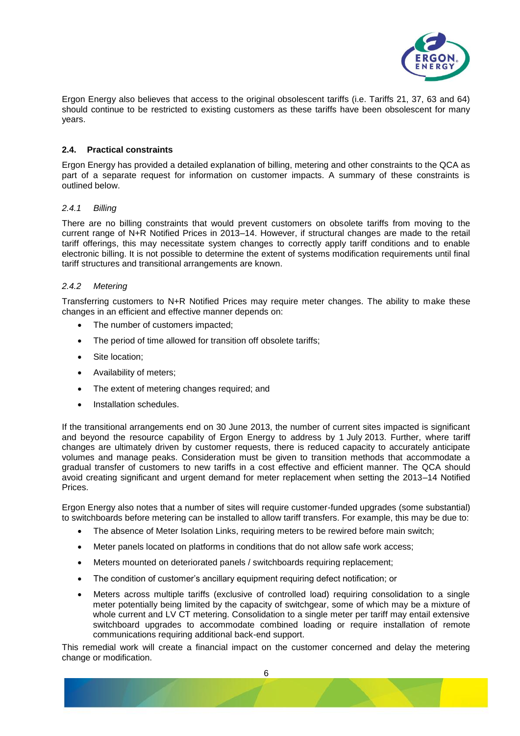Ergon Energy also believes that access to the original obsolescent tariffs (i.e. Tariffs 21, 37, 63 and 64) should continue to be restricted to existing customers as these tariffs have been obsolescent for many years.

## 2.4. Practical constraints

Ergon Energy has provided a detailed explanation of billing, metering and other constraints to the QCA as part of a separate request for information on customer impacts. A summary of these constraints is outlined below.

### *2.4.1 Billing*

There are no billing constraints that would prevent customers on obsolete tariffs from moving to the current range of N+R Notified Prices in 2013–14. However, if structural changes are made to the retail tariff offerings, this may necessitate system changes to correctly apply tariff conditions and to enable electronic billing. It is not possible to determine the extent of systems modification requirements until final tariff structures and transitional arrangements are known.

### *2.4.2 Metering*

Transferring customers to N+R Notified Prices may require meter changes. The ability to make these changes in an efficient and effective manner depends on:

- The number of customers impacted;
- The period of time allowed for transition off obsolete tariffs;
- Site location;
- Availability of meters;
- The extent of metering changes required; and
- Installation schedules.

If the transitional arrangements end on 30 June 2013, the number of current sites impacted is significant and beyond the resource capability of Ergon Energy to address by 1 July 2013. Further, where tariff changes are ultimately driven by customer requests, there is reduced capacity to accurately anticipate volumes and manage peaks. Consideration must be given to transition methods that accommodate a gradual transfer of customers to new tariffs in a cost effective and efficient manner. The QCA should avoid creating significant and urgent demand for meter replacement when setting the 2013–14 Notified Prices.

Ergon Energy also notes that a number of sites will require customer-funded upgrades (some substantial) to switchboards before metering can be installed to allow tariff transfers. For example, this may be due to:

- The absence of Meter Isolation Links, requiring meters to be rewired before main switch;
- Meter panels located on platforms in conditions that do not allow safe work access;
- Meters mounted on deteriorated panels / switchboards requiring replacement;
- The condition of customer's ancillary equipment requiring defect notification; or
- Meters across multiple tariffs (exclusive of controlled load) requiring consolidation to a single meter potentially being limited by the capacity of switchgear, some of which may be a mixture of whole current and LV CT metering. Consolidation to a single meter per tariff may entail extensive switchboard upgrades to accommodate combined loading or require installation of remote communications requiring additional back-end support.

This remedial work will create a financial impact on the customer concerned and delay the metering change or modification.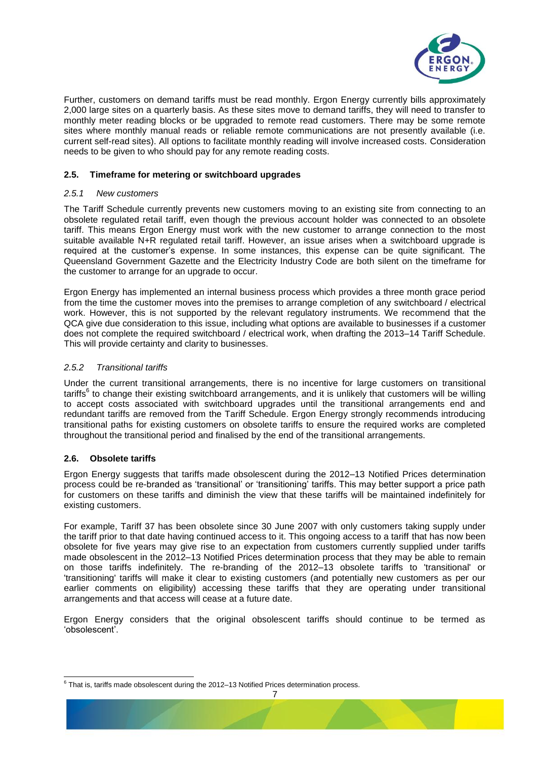Further, customers on demand tariffs must be read monthly. Ergon Energy currently bills approximately 2,000 large sites on a quarterly basis. As these sites move to demand tariffs, they will need to transfer to monthly meter reading blocks or be upgraded to remote read customers. There may be some remote sites where monthly manual reads or reliable remote communications are not presently available (i.e. current self-read sites). All options to facilitate monthly reading will involve increased costs. Consideration needs to be given to who should pay for any remote reading costs.

### 2.5. Timeframe for metering or switchboard upgrades

#### *2.5.1 New customers*

The Tariff Schedule currently prevents new customers moving to an existing site from connecting to an obsolete regulated retail tariff, even though the previous account holder was connected to an obsolete tariff. This means Ergon Energy must work with the new customer to arrange connection to the most suitable available N+R regulated retail tariff. However, an issue arises when a switchboard upgrade is required at the customer's expense. In some instances, this expense can be quite significant. The Queensland Government Gazette and the Electricity Industry Code are both silent on the timeframe for the customer to arrange for an upgrade to occur.

Ergon Energy has implemented an internal business process which provides a three month grace period from the time the customer moves into the premises to arrange completion of any switchboard / electrical work. However, this is not supported by the relevant regulatory instruments. We recommend that the QCA give due consideration to this issue, including what options are available to businesses if a customer does not complete the required switchboard / electrical work, when drafting the 2013–14 Tariff Schedule. This will provide certainty and clarity to businesses.

#### *2.5.2 Transitional tariffs*

Under the current transitional arrangements, there is no incentive for large customers on transitional tariffs[6] to change their existing switchboard arrangements, and it is unlikely that customers will be willing to accept costs associated with switchboard upgrades until the transitional arrangements end and redundant tariffs are removed from the Tariff Schedule. Ergon Energy strongly recommends introducing transitional paths for existing customers on obsolete tariffs to ensure the required works are completed throughout the transitional period and finalised by the end of the transitional arrangements.

### 2.6. Obsolete tariffs

Ergon Energy suggests that tariffs made obsolescent during the 2012–13 Notified Prices determination process could be re-branded as 'transitional' or 'transitioning' tariffs. This may better support a price path for customers on these tariffs and diminish the view that these tariffs will be maintained indefinitely for existing customers.

For example, Tariff 37 has been obsolete since 30 June 2007 with only customers taking supply under the tariff prior to that date having continued access to it. This ongoing access to a tariff that has now been obsolete for five years may give rise to an expectation from customers currently supplied under tariffs made obsolescent in the 2012–13 Notified Prices determination process that they may be able to remain on those tariffs indefinitely. The re-branding of the 2012–13 obsolete tariffs to 'transitional' or 'transitioning' tariffs will make it clear to existing customers (and potentially new customers as per our earlier comments on eligibility) accessing these tariffs that they are operating under transitional arrangements and that access will cease at a future date.

Ergon Energy considers that the original obsolescent tariffs should continue to be termed as 'obsolescent'.

---

[6] That is, tariffs made obsolescent during the 2012–13 Notified Prices determination process.